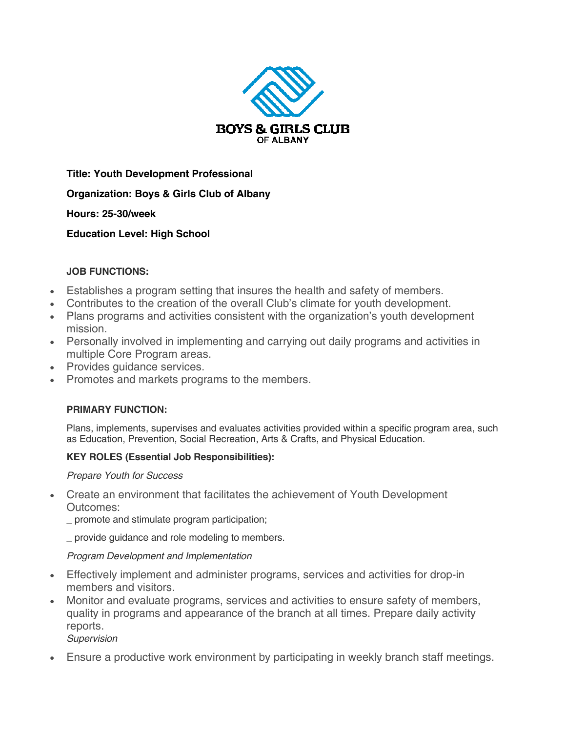**BOYS & GIRLS CLUB**
OF ALBANY

**Title: Youth Development Professional**

**Organization: Boys & Girls Club of Albany**

**Hours: 25-30/week**

**Education Level: High School**

**JOB FUNCTIONS:**

- Establishes a program setting that insures the health and safety of members.
- Contributes to the creation of the overall Club's climate for youth development.
- Plans programs and activities consistent with the organization's youth development mission.
- Personally involved in implementing and carrying out daily programs and activities in multiple Core Program areas.
- Provides guidance services.
- Promotes and markets programs to the members.

**PRIMARY FUNCTION:**

Plans, implements, supervises and evaluates activities provided within a specific program area, such as Education, Prevention, Social Recreation, Arts & Crafts, and Physical Education.

**KEY ROLES (Essential Job Responsibilities):**

*Prepare Youth for Success*

- Create an environment that facilitates the achievement of Youth Development Outcomes:

  _ promote and stimulate program participation;

  _ provide guidance and role modeling to members.

*Program Development and Implementation*

- Effectively implement and administer programs, services and activities for drop-in members and visitors.
- Monitor and evaluate programs, services and activities to ensure safety of members, quality in programs and appearance of the branch at all times. Prepare daily activity reports.

*Supervision*

- Ensure a productive work environment by participating in weekly branch staff meetings.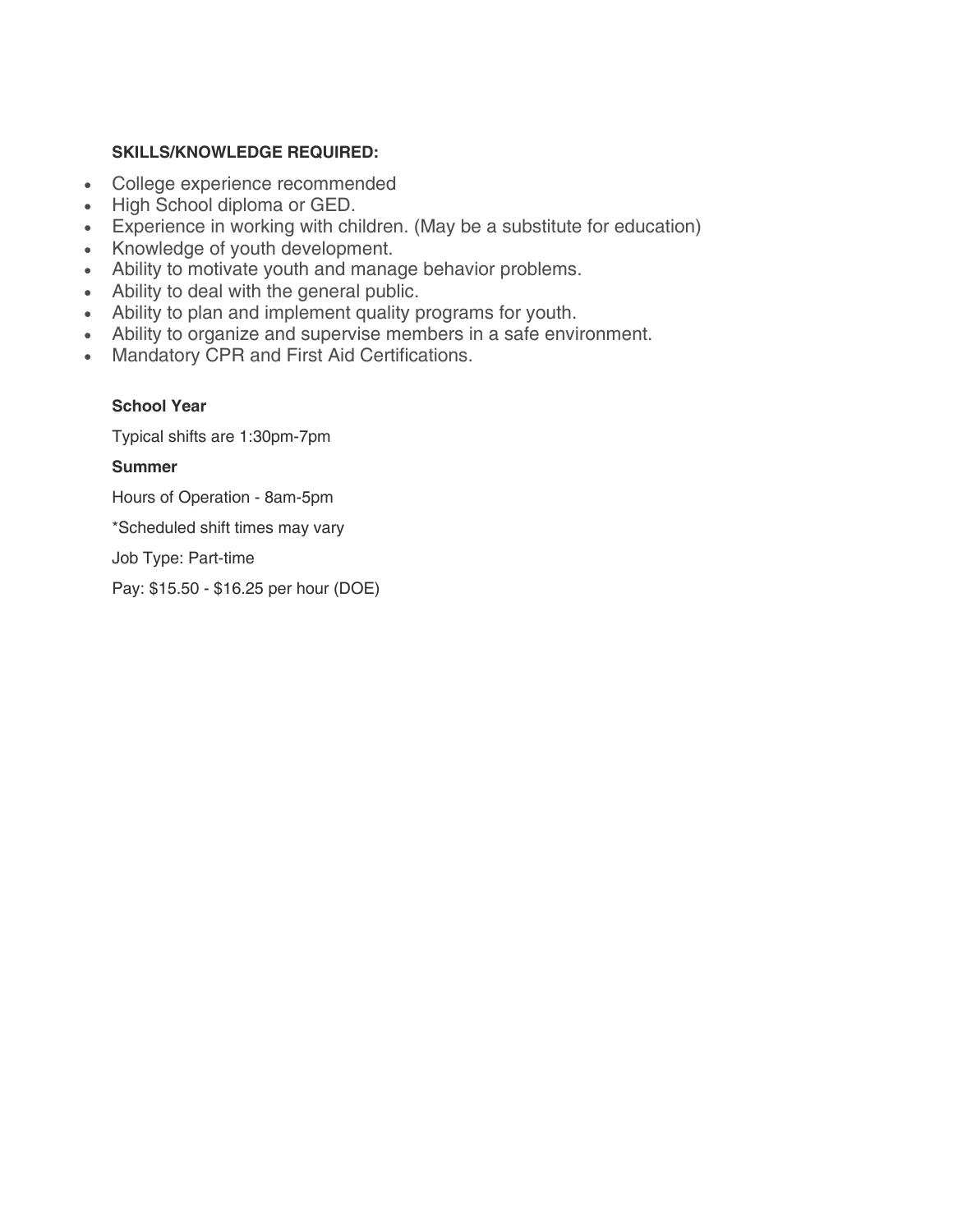**SKILLS/KNOWLEDGE REQUIRED:**

- College experience recommended
- High School diploma or GED.
- Experience in working with children. (May be a substitute for education)
- Knowledge of youth development.
- Ability to motivate youth and manage behavior problems.
- Ability to deal with the general public.
- Ability to plan and implement quality programs for youth.
- Ability to organize and supervise members in a safe environment.
- Mandatory CPR and First Aid Certifications.

**School Year**

Typical shifts are 1:30pm-7pm

**Summer**

Hours of Operation - 8am-5pm

*Scheduled shift times may vary

Job Type: Part-time

Pay: $15.50 - $16.25 per hour (DOE)